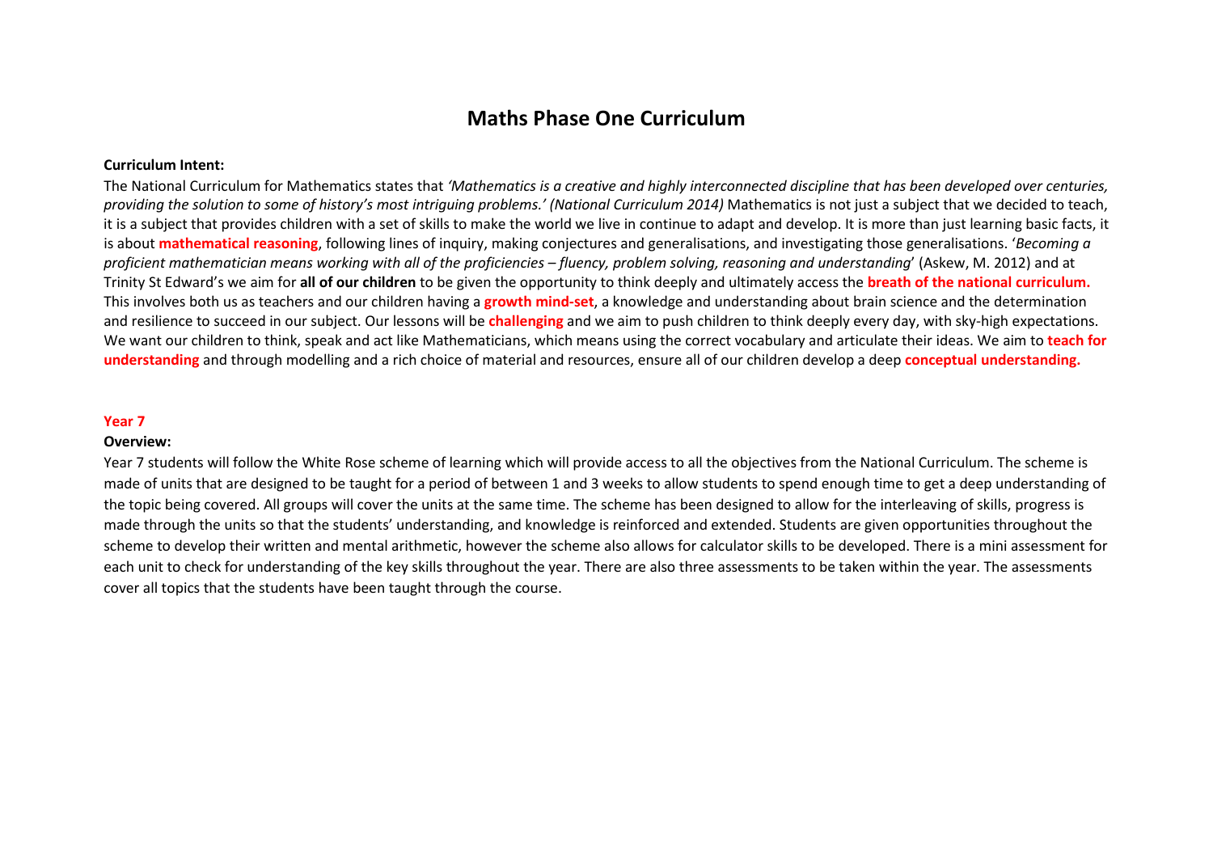# Maths Phase One Curriculum

**Curriculum Intent:**

The National Curriculum for Mathematics states that *'Mathematics is a creative and highly interconnected discipline that has been developed over centuries, providing the solution to some of history's most intriguing problems.' (National Curriculum 2014)* Mathematics is not just a subject that we decided to teach, it is a subject that provides children with a set of skills to make the world we live in continue to adapt and develop. It is more than just learning basic facts, it is about **mathematical reasoning**, following lines of inquiry, making conjectures and generalisations, and investigating those generalisations. '*Becoming a proficient mathematician means working with all of the proficiencies – fluency, problem solving, reasoning and understanding*' (Askew, M. 2012) and at Trinity St Edward's we aim for **all of our children** to be given the opportunity to think deeply and ultimately access the **breath of the national curriculum.** This involves both us as teachers and our children having a **growth mind-set**, a knowledge and understanding about brain science and the determination and resilience to succeed in our subject. Our lessons will be **challenging** and we aim to push children to think deeply every day, with sky-high expectations. We want our children to think, speak and act like Mathematicians, which means using the correct vocabulary and articulate their ideas. We aim to **teach for understanding** and through modelling and a rich choice of material and resources, ensure all of our children develop a deep **conceptual understanding.**

## Year 7

**Overview:**

Year 7 students will follow the White Rose scheme of learning which will provide access to all the objectives from the National Curriculum. The scheme is made of units that are designed to be taught for a period of between 1 and 3 weeks to allow students to spend enough time to get a deep understanding of the topic being covered. All groups will cover the units at the same time. The scheme has been designed to allow for the interleaving of skills, progress is made through the units so that the students' understanding, and knowledge is reinforced and extended. Students are given opportunities throughout the scheme to develop their written and mental arithmetic, however the scheme also allows for calculator skills to be developed. There is a mini assessment for each unit to check for understanding of the key skills throughout the year. There are also three assessments to be taken within the year. The assessments cover all topics that the students have been taught through the course.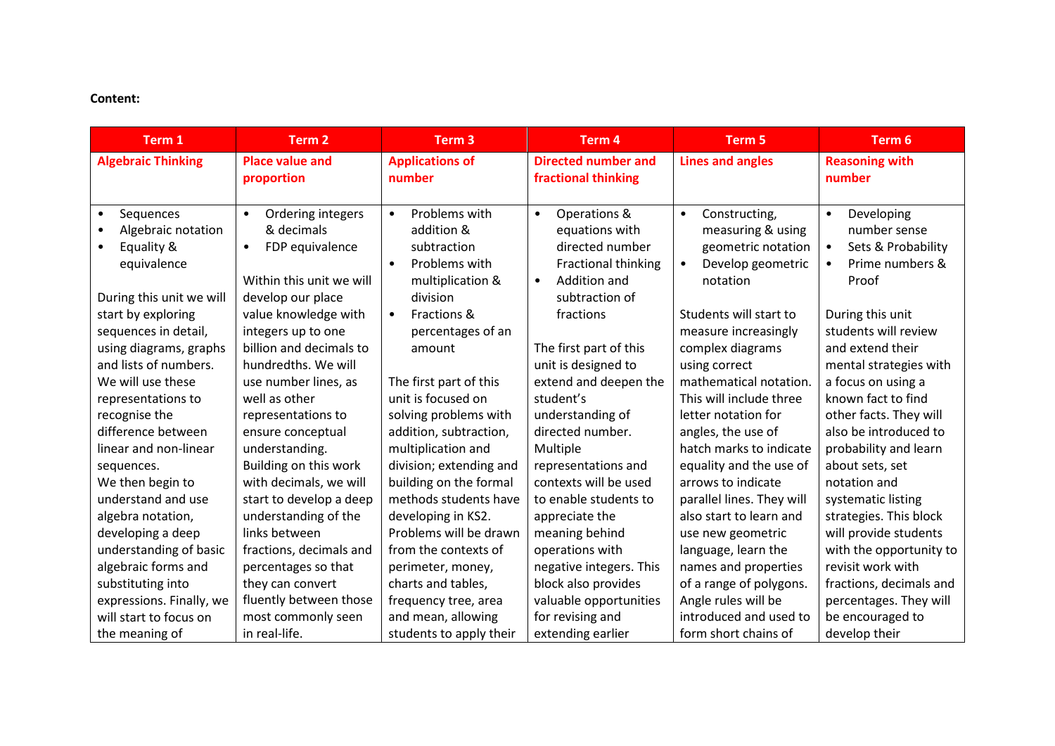**Content:**

| Term 1 | Term 2 | Term 3 | Term 4 | Term 5 | Term 6 |
|---|---|---|---|---|---|
| **Algebraic Thinking** | **Place value and proportion** | **Applications of number** | **Directed number and fractional thinking** | **Lines and angles** | **Reasoning with number** |
| • Sequences<br>• Algebraic notation<br>• Equality & equivalence<br><br>During this unit we will start by exploring sequences in detail, using diagrams, graphs and lists of numbers. We will use these representations to recognise the difference between linear and non-linear sequences.<br>We then begin to understand and use algebra notation, developing a deep understanding of basic algebraic forms and substituting into expressions. Finally, we will start to focus on the meaning of | • Ordering integers & decimals<br>• FDP equivalence<br><br>Within this unit we will develop our place value knowledge with integers up to one billion and decimals to hundredths. We will use number lines, as well as other representations to ensure conceptual understanding.<br>Building on this work with decimals, we will start to develop a deep understanding of the links between fractions, decimals and percentages so that they can convert fluently between those most commonly seen in real-life. | • Problems with addition & subtraction<br>• Problems with multiplication & division<br>• Fractions & percentages of an amount<br><br>The first part of this unit is focused on solving problems with addition, subtraction, multiplication and division; extending and building on the formal methods students have developing in KS2. Problems will be drawn from the contexts of perimeter, money, charts and tables, frequency tree, area and mean, allowing students to apply their | • Operations & equations with directed number Fractional thinking<br>• Addition and subtraction of fractions<br><br>The first part of this unit is designed to extend and deepen the student's understanding of directed number. Multiple representations and contexts will be used to enable students to appreciate the meaning behind operations with negative integers. This block also provides valuable opportunities for revising and extending earlier | • Constructing, measuring & using geometric notation<br>• Develop geometric notation<br><br>Students will start to measure increasingly complex diagrams using correct mathematical notation. This will include three letter notation for angles, the use of hatch marks to indicate equality and the use of arrows to indicate parallel lines. They will also start to learn and use new geometric language, learn the names and properties of a range of polygons. Angle rules will be introduced and used to form short chains of | • Developing number sense<br>• Sets & Probability<br>• Prime numbers & Proof<br><br>During this unit students will review and extend their mental strategies with a focus on using a known fact to find other facts. They will also be introduced to probability and learn about sets, set notation and systematic listing strategies. This block will provide students with the opportunity to revisit work with fractions, decimals and percentages. They will be encouraged to develop their |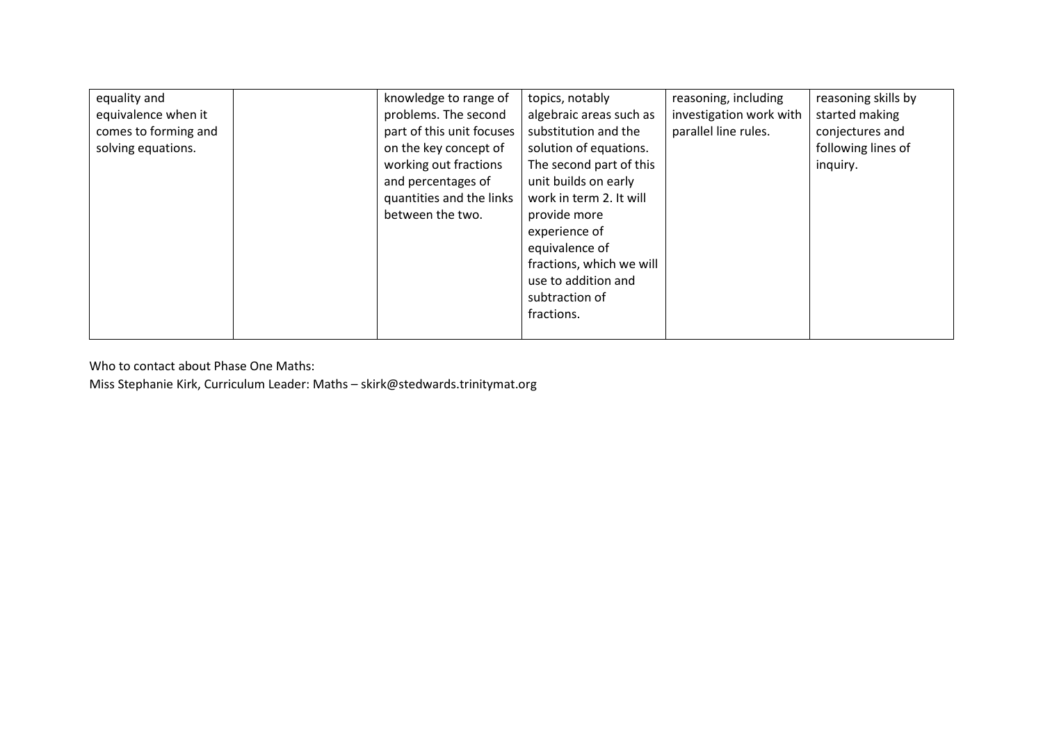| | | | | | |
|---|---|---|---|---|---|
| equality and equivalence when it comes to forming and solving equations. | | knowledge to range of problems. The second part of this unit focuses on the key concept of working out fractions and percentages of quantities and the links between the two. | topics, notably algebraic areas such as substitution and the solution of equations. The second part of this unit builds on early work in term 2. It will provide more experience of equivalence of fractions, which we will use to addition and subtraction of fractions. | reasoning, including investigation work with parallel line rules. | reasoning skills by started making conjectures and following lines of inquiry. |

Who to contact about Phase One Maths:
Miss Stephanie Kirk, Curriculum Leader: Maths – skirk@stedwards.trinitymat.org